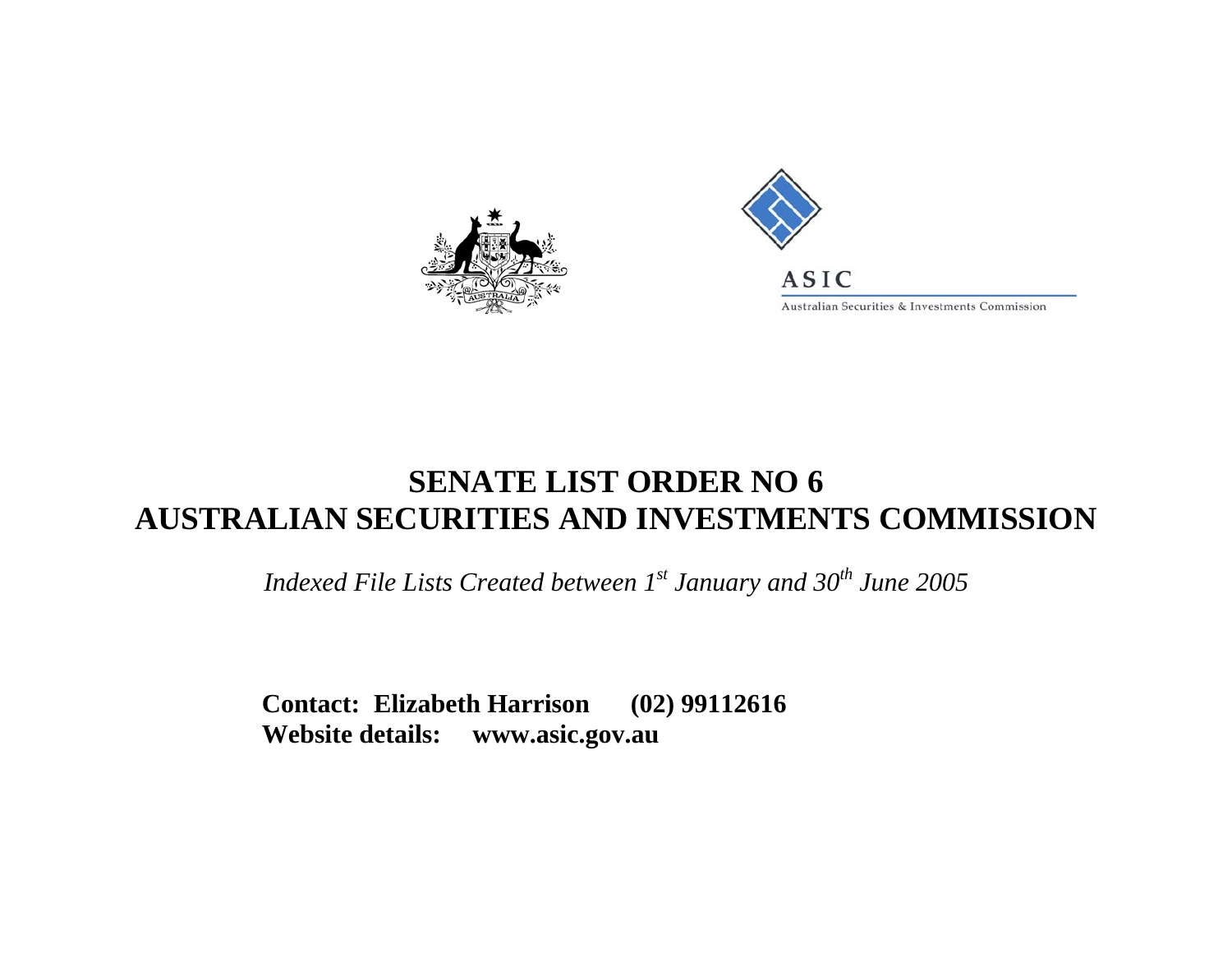ASIC

Australian Securities & Investments Commission

# SENATE LIST ORDER NO 6
# AUSTRALIAN SECURITIES AND INVESTMENTS COMMISSION

*Indexed File Lists Created between 1st January and 30th June 2005*

**Contact: Elizabeth Harrison (02) 99112616**
**Website details: www.asic.gov.au**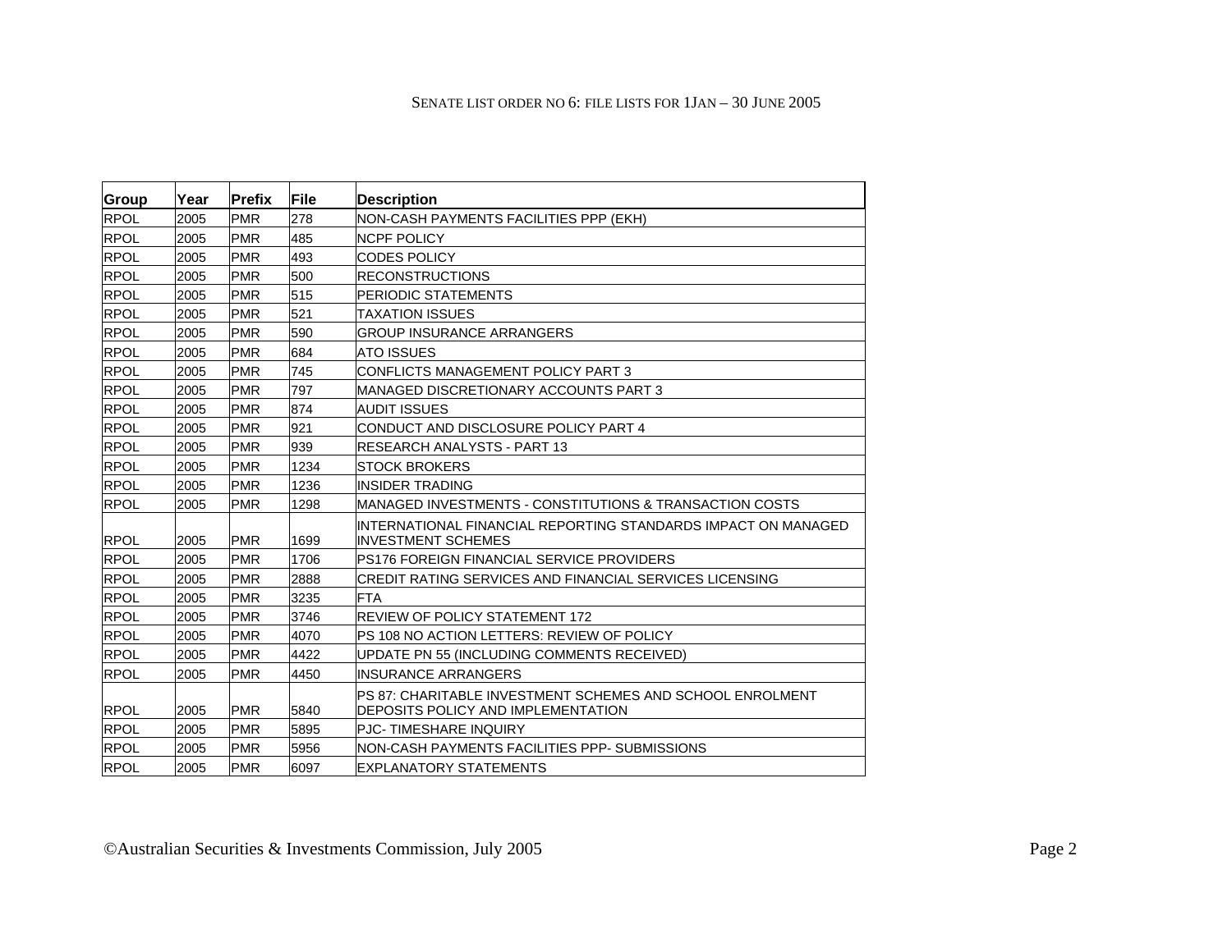| Group | Year | Prefix | File | Description |
|---|---|---|---|---|
| RPOL | 2005 | PMR | 278 | NON-CASH PAYMENTS FACILITIES PPP (EKH) |
| RPOL | 2005 | PMR | 485 | NCPF POLICY |
| RPOL | 2005 | PMR | 493 | CODES POLICY |
| RPOL | 2005 | PMR | 500 | RECONSTRUCTIONS |
| RPOL | 2005 | PMR | 515 | PERIODIC STATEMENTS |
| RPOL | 2005 | PMR | 521 | TAXATION ISSUES |
| RPOL | 2005 | PMR | 590 | GROUP INSURANCE ARRANGERS |
| RPOL | 2005 | PMR | 684 | ATO ISSUES |
| RPOL | 2005 | PMR | 745 | CONFLICTS MANAGEMENT POLICY PART 3 |
| RPOL | 2005 | PMR | 797 | MANAGED DISCRETIONARY ACCOUNTS PART 3 |
| RPOL | 2005 | PMR | 874 | AUDIT ISSUES |
| RPOL | 2005 | PMR | 921 | CONDUCT AND DISCLOSURE POLICY PART 4 |
| RPOL | 2005 | PMR | 939 | RESEARCH ANALYSTS - PART 13 |
| RPOL | 2005 | PMR | 1234 | STOCK BROKERS |
| RPOL | 2005 | PMR | 1236 | INSIDER TRADING |
| RPOL | 2005 | PMR | 1298 | MANAGED INVESTMENTS - CONSTITUTIONS & TRANSACTION COSTS |
| RPOL | 2005 | PMR | 1699 | INTERNATIONAL FINANCIAL REPORTING STANDARDS IMPACT ON MANAGED INVESTMENT SCHEMES |
| RPOL | 2005 | PMR | 1706 | PS176 FOREIGN FINANCIAL SERVICE PROVIDERS |
| RPOL | 2005 | PMR | 2888 | CREDIT RATING SERVICES AND FINANCIAL SERVICES LICENSING |
| RPOL | 2005 | PMR | 3235 | FTA |
| RPOL | 2005 | PMR | 3746 | REVIEW OF POLICY STATEMENT 172 |
| RPOL | 2005 | PMR | 4070 | PS 108 NO ACTION LETTERS: REVIEW OF POLICY |
| RPOL | 2005 | PMR | 4422 | UPDATE PN 55 (INCLUDING COMMENTS RECEIVED) |
| RPOL | 2005 | PMR | 4450 | INSURANCE ARRANGERS |
| RPOL | 2005 | PMR | 5840 | PS 87: CHARITABLE INVESTMENT SCHEMES AND SCHOOL ENROLMENT DEPOSITS POLICY AND IMPLEMENTATION |
| RPOL | 2005 | PMR | 5895 | PJC- TIMESHARE INQUIRY |
| RPOL | 2005 | PMR | 5956 | NON-CASH PAYMENTS FACILITIES PPP- SUBMISSIONS |
| RPOL | 2005 | PMR | 6097 | EXPLANATORY STATEMENTS |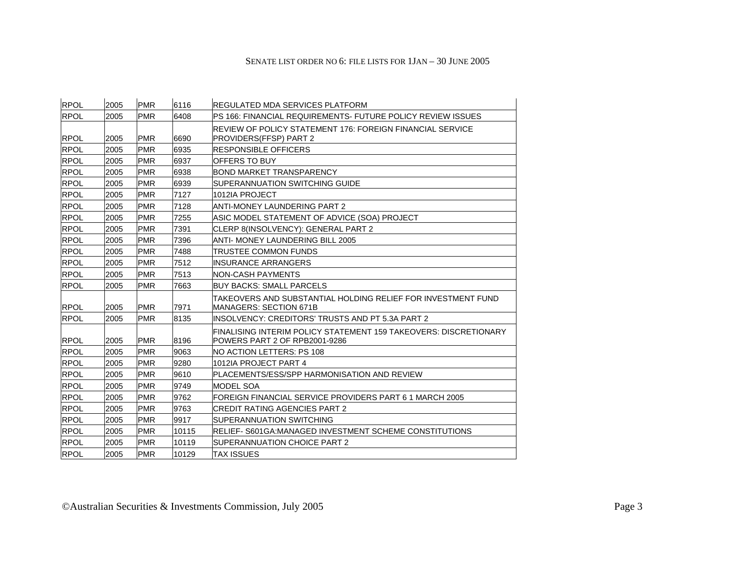| | | | | |
|---|---|---|---|---|
| RPOL | 2005 | PMR | 6116 | REGULATED MDA SERVICES PLATFORM |
| RPOL | 2005 | PMR | 6408 | PS 166: FINANCIAL REQUIREMENTS- FUTURE POLICY REVIEW ISSUES |
| RPOL | 2005 | PMR | 6690 | REVIEW OF POLICY STATEMENT 176: FOREIGN FINANCIAL SERVICE PROVIDERS(FFSP) PART 2 |
| RPOL | 2005 | PMR | 6935 | RESPONSIBLE OFFICERS |
| RPOL | 2005 | PMR | 6937 | OFFERS TO BUY |
| RPOL | 2005 | PMR | 6938 | BOND MARKET TRANSPARENCY |
| RPOL | 2005 | PMR | 6939 | SUPERANNUATION SWITCHING GUIDE |
| RPOL | 2005 | PMR | 7127 | 1012IA PROJECT |
| RPOL | 2005 | PMR | 7128 | ANTI-MONEY LAUNDERING PART 2 |
| RPOL | 2005 | PMR | 7255 | ASIC MODEL STATEMENT OF ADVICE (SOA) PROJECT |
| RPOL | 2005 | PMR | 7391 | CLERP 8(INSOLVENCY): GENERAL PART 2 |
| RPOL | 2005 | PMR | 7396 | ANTI- MONEY LAUNDERING BILL 2005 |
| RPOL | 2005 | PMR | 7488 | TRUSTEE COMMON FUNDS |
| RPOL | 2005 | PMR | 7512 | INSURANCE ARRANGERS |
| RPOL | 2005 | PMR | 7513 | NON-CASH PAYMENTS |
| RPOL | 2005 | PMR | 7663 | BUY BACKS: SMALL PARCELS |
| RPOL | 2005 | PMR | 7971 | TAKEOVERS AND SUBSTANTIAL HOLDING RELIEF FOR INVESTMENT FUND MANAGERS: SECTION 671B |
| RPOL | 2005 | PMR | 8135 | INSOLVENCY: CREDITORS' TRUSTS AND PT 5.3A PART 2 |
| RPOL | 2005 | PMR | 8196 | FINALISING INTERIM POLICY STATEMENT 159 TAKEOVERS: DISCRETIONARY POWERS PART 2 OF RPB2001-9286 |
| RPOL | 2005 | PMR | 9063 | NO ACTION LETTERS: PS 108 |
| RPOL | 2005 | PMR | 9280 | 1012IA PROJECT PART 4 |
| RPOL | 2005 | PMR | 9610 | PLACEMENTS/ESS/SPP HARMONISATION AND REVIEW |
| RPOL | 2005 | PMR | 9749 | MODEL SOA |
| RPOL | 2005 | PMR | 9762 | FOREIGN FINANCIAL SERVICE PROVIDERS PART 6 1 MARCH 2005 |
| RPOL | 2005 | PMR | 9763 | CREDIT RATING AGENCIES PART 2 |
| RPOL | 2005 | PMR | 9917 | SUPERANNUATION SWITCHING |
| RPOL | 2005 | PMR | 10115 | RELIEF- S601GA:MANAGED INVESTMENT SCHEME CONSTITUTIONS |
| RPOL | 2005 | PMR | 10119 | SUPERANNUATION CHOICE PART 2 |
| RPOL | 2005 | PMR | 10129 | TAX ISSUES |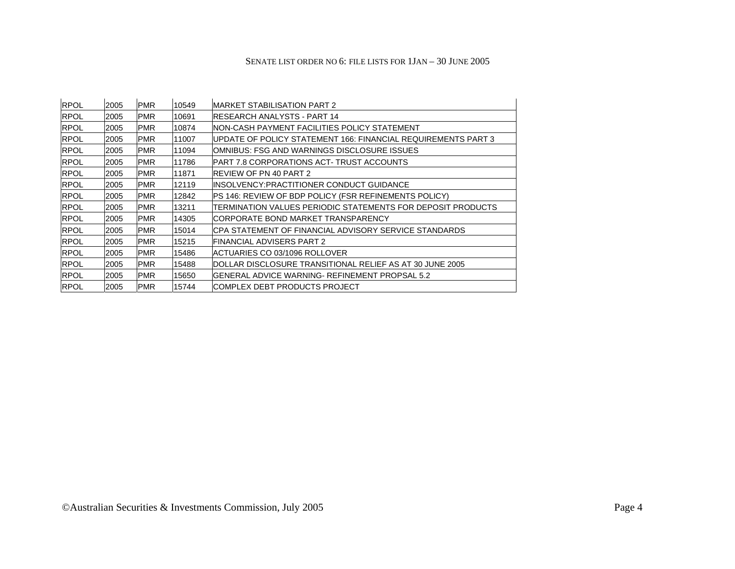| | | | | |
|---|---|---|---|---|
| RPOL | 2005 | PMR | 10549 | MARKET STABILISATION PART 2 |
| RPOL | 2005 | PMR | 10691 | RESEARCH ANALYSTS - PART 14 |
| RPOL | 2005 | PMR | 10874 | NON-CASH PAYMENT FACILITIES POLICY STATEMENT |
| RPOL | 2005 | PMR | 11007 | UPDATE OF POLICY STATEMENT 166: FINANCIAL REQUIREMENTS PART 3 |
| RPOL | 2005 | PMR | 11094 | OMNIBUS: FSG AND WARNINGS DISCLOSURE ISSUES |
| RPOL | 2005 | PMR | 11786 | PART 7.8 CORPORATIONS ACT- TRUST ACCOUNTS |
| RPOL | 2005 | PMR | 11871 | REVIEW OF PN 40 PART 2 |
| RPOL | 2005 | PMR | 12119 | INSOLVENCY:PRACTITIONER CONDUCT GUIDANCE |
| RPOL | 2005 | PMR | 12842 | PS 146: REVIEW OF BDP POLICY (FSR REFINEMENTS POLICY) |
| RPOL | 2005 | PMR | 13211 | TERMINATION VALUES PERIODIC STATEMENTS FOR DEPOSIT PRODUCTS |
| RPOL | 2005 | PMR | 14305 | CORPORATE BOND MARKET TRANSPARENCY |
| RPOL | 2005 | PMR | 15014 | CPA STATEMENT OF FINANCIAL ADVISORY SERVICE STANDARDS |
| RPOL | 2005 | PMR | 15215 | FINANCIAL ADVISERS PART 2 |
| RPOL | 2005 | PMR | 15486 | ACTUARIES CO 03/1096 ROLLOVER |
| RPOL | 2005 | PMR | 15488 | DOLLAR DISCLOSURE TRANSITIONAL RELIEF AS AT 30 JUNE 2005 |
| RPOL | 2005 | PMR | 15650 | GENERAL ADVICE WARNING- REFINEMENT PROPSAL 5.2 |
| RPOL | 2005 | PMR | 15744 | COMPLEX DEBT PRODUCTS PROJECT |